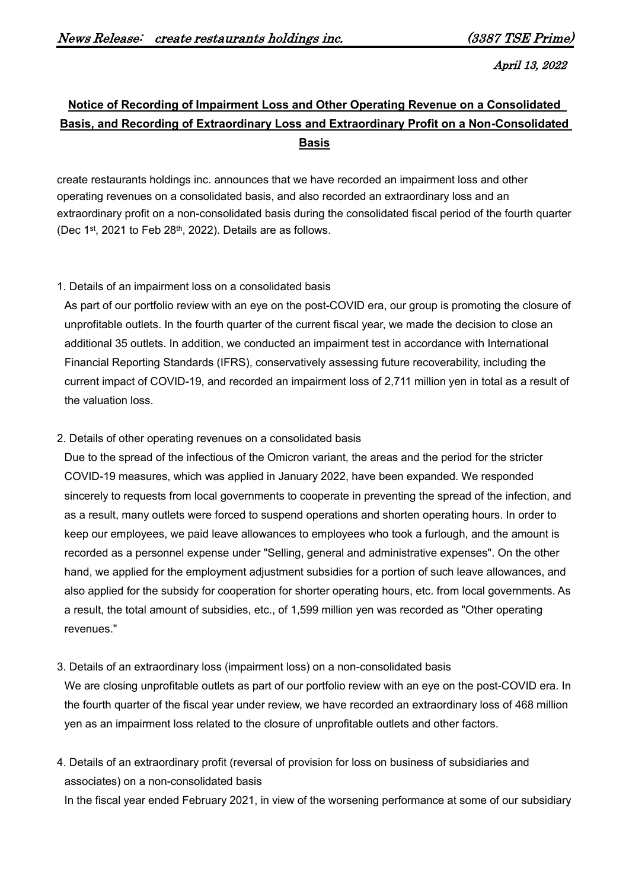April 13, 2022

# Notice of Recording of Impairment Loss and Other Operating Revenue on a Consolidated Basis, and Recording of Extraordinary Loss and Extraordinary Profit on a Non-Consolidated Basis

create restaurants holdings inc. announces that we have recorded an impairment loss and other operating revenues on a consolidated basis, and also recorded an extraordinary loss and an extraordinary profit on a non-consolidated basis during the consolidated fiscal period of the fourth quarter (Dec 1st, 2021 to Feb 28th, 2022). Details are as follows.

1. Details of an impairment loss on a consolidated basis

As part of our portfolio review with an eye on the post-COVID era, our group is promoting the closure of unprofitable outlets. In the fourth quarter of the current fiscal year, we made the decision to close an additional 35 outlets. In addition, we conducted an impairment test in accordance with International Financial Reporting Standards (IFRS), conservatively assessing future recoverability, including the current impact of COVID-19, and recorded an impairment loss of 2,711 million yen in total as a result of the valuation loss.

2. Details of other operating revenues on a consolidated basis

Due to the spread of the infectious of the Omicron variant, the areas and the period for the stricter COVID-19 measures, which was applied in January 2022, have been expanded. We responded sincerely to requests from local governments to cooperate in preventing the spread of the infection, and as a result, many outlets were forced to suspend operations and shorten operating hours. In order to keep our employees, we paid leave allowances to employees who took a furlough, and the amount is recorded as a personnel expense under "Selling, general and administrative expenses". On the other hand, we applied for the employment adjustment subsidies for a portion of such leave allowances, and also applied for the subsidy for cooperation for shorter operating hours, etc. from local governments. As a result, the total amount of subsidies, etc., of 1,599 million yen was recorded as "Other operating revenues."

3. Details of an extraordinary loss (impairment loss) on a non-consolidated basis

We are closing unprofitable outlets as part of our portfolio review with an eye on the post-COVID era. In the fourth quarter of the fiscal year under review, we have recorded an extraordinary loss of 468 million yen as an impairment loss related to the closure of unprofitable outlets and other factors.

4. Details of an extraordinary profit (reversal of provision for loss on business of subsidiaries and associates) on a non-consolidated basis

In the fiscal year ended February 2021, in view of the worsening performance at some of our subsidiary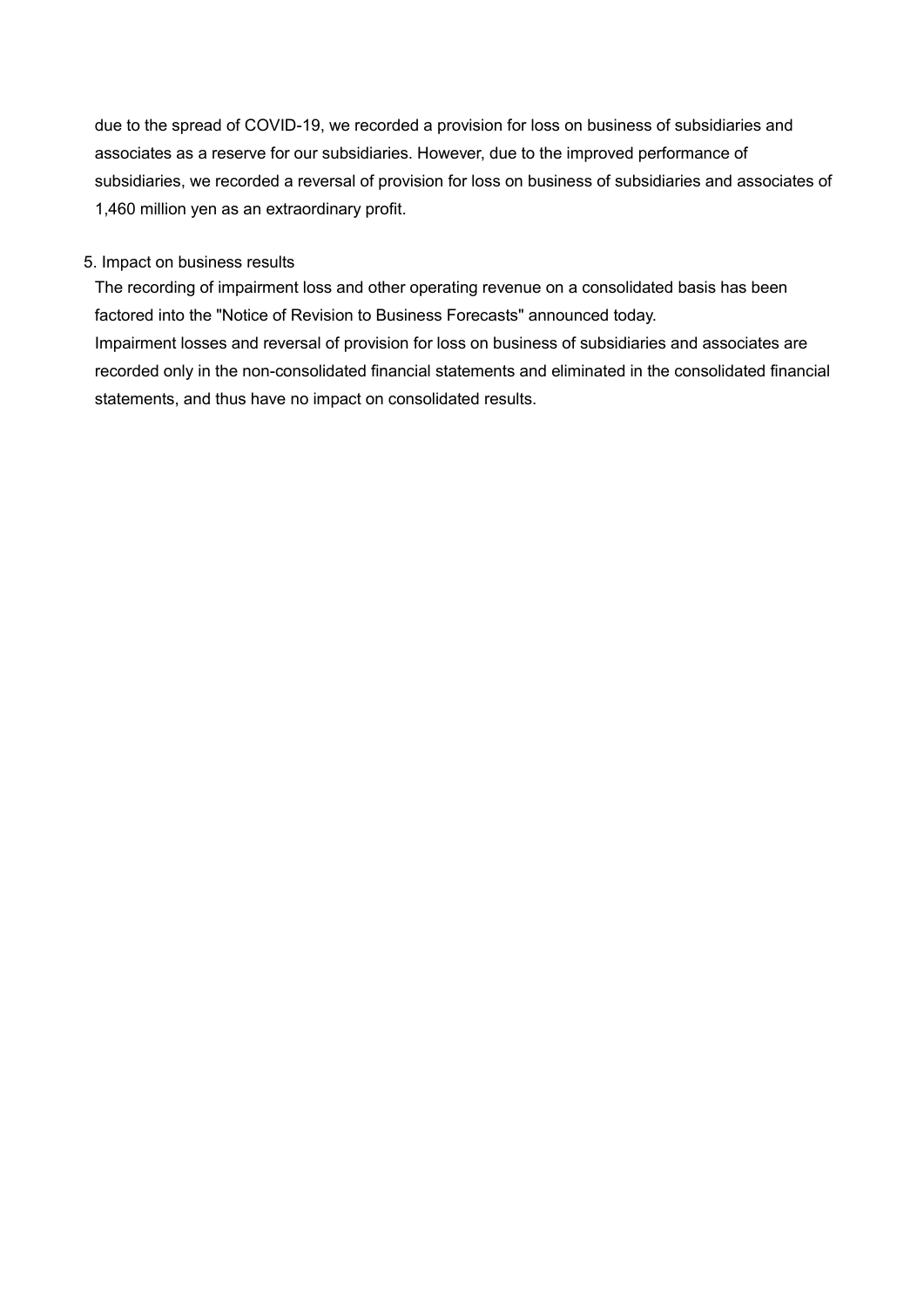due to the spread of COVID-19, we recorded a provision for loss on business of subsidiaries and associates as a reserve for our subsidiaries. However, due to the improved performance of subsidiaries, we recorded a reversal of provision for loss on business of subsidiaries and associates of 1,460 million yen as an extraordinary profit.

5. Impact on business results

The recording of impairment loss and other operating revenue on a consolidated basis has been factored into the "Notice of Revision to Business Forecasts" announced today.

Impairment losses and reversal of provision for loss on business of subsidiaries and associates are recorded only in the non-consolidated financial statements and eliminated in the consolidated financial statements, and thus have no impact on consolidated results.